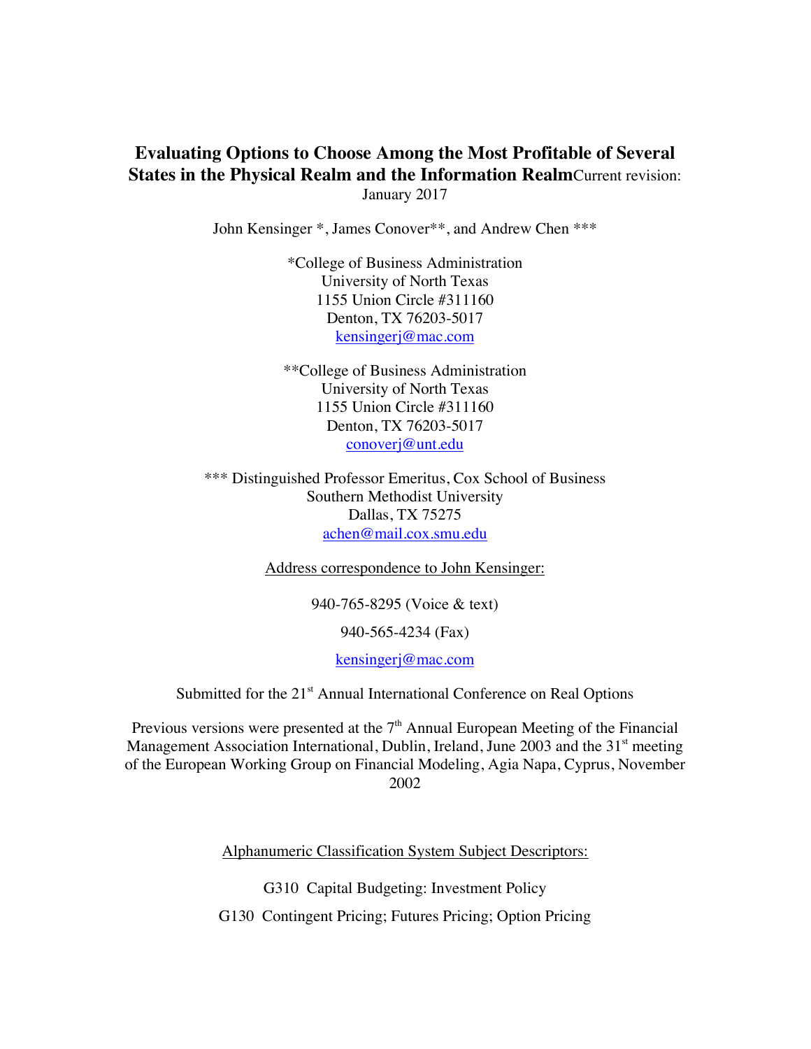# Evaluating Options to Choose Among the Most Profitable of Several States in the Physical Realm and the Information Realm

Current revision: January 2017

John Kensinger *, James Conover**, and Andrew Chen ***

*College of Business Administration
University of North Texas
1155 Union Circle #311160
Denton, TX 76203-5017
kensingerj@mac.com

**College of Business Administration
University of North Texas
1155 Union Circle #311160
Denton, TX 76203-5017
conoverj@unt.edu

*** Distinguished Professor Emeritus, Cox School of Business
Southern Methodist University
Dallas, TX 75275
achen@mail.cox.smu.edu

Address correspondence to John Kensinger:

940-765-8295 (Voice & text)

940-565-4234 (Fax)

kensingerj@mac.com

Submitted for the 21st Annual International Conference on Real Options

Previous versions were presented at the 7th Annual European Meeting of the Financial Management Association International, Dublin, Ireland, June 2003 and the 31st meeting of the European Working Group on Financial Modeling, Agia Napa, Cyprus, November 2002

Alphanumeric Classification System Subject Descriptors:

G310 Capital Budgeting: Investment Policy

G130 Contingent Pricing; Futures Pricing; Option Pricing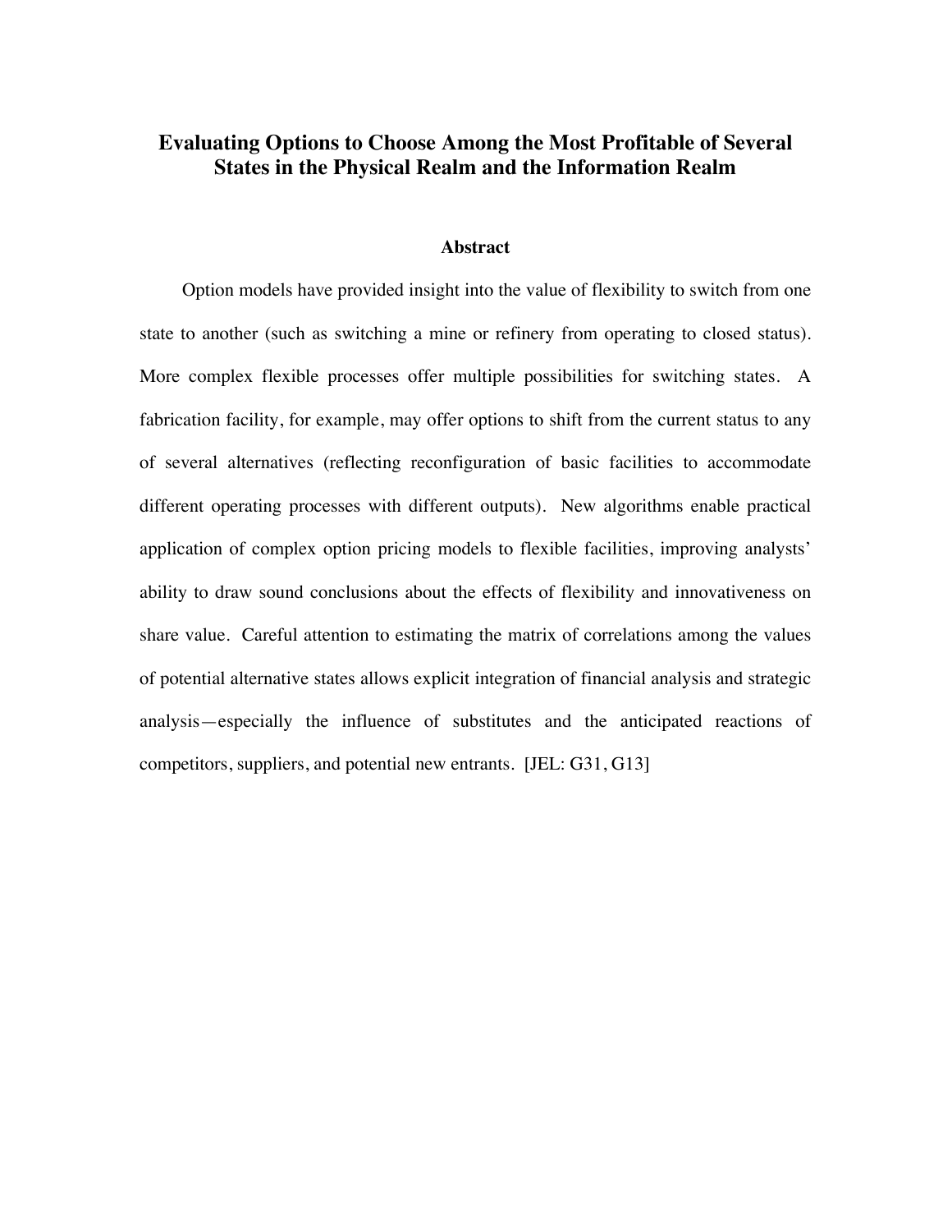# Evaluating Options to Choose Among the Most Profitable of Several States in the Physical Realm and the Information Realm

## Abstract

Option models have provided insight into the value of flexibility to switch from one state to another (such as switching a mine or refinery from operating to closed status). More complex flexible processes offer multiple possibilities for switching states. A fabrication facility, for example, may offer options to shift from the current status to any of several alternatives (reflecting reconfiguration of basic facilities to accommodate different operating processes with different outputs). New algorithms enable practical application of complex option pricing models to flexible facilities, improving analysts' ability to draw sound conclusions about the effects of flexibility and innovativeness on share value. Careful attention to estimating the matrix of correlations among the values of potential alternative states allows explicit integration of financial analysis and strategic analysis—especially the influence of substitutes and the anticipated reactions of competitors, suppliers, and potential new entrants. [JEL: G31, G13]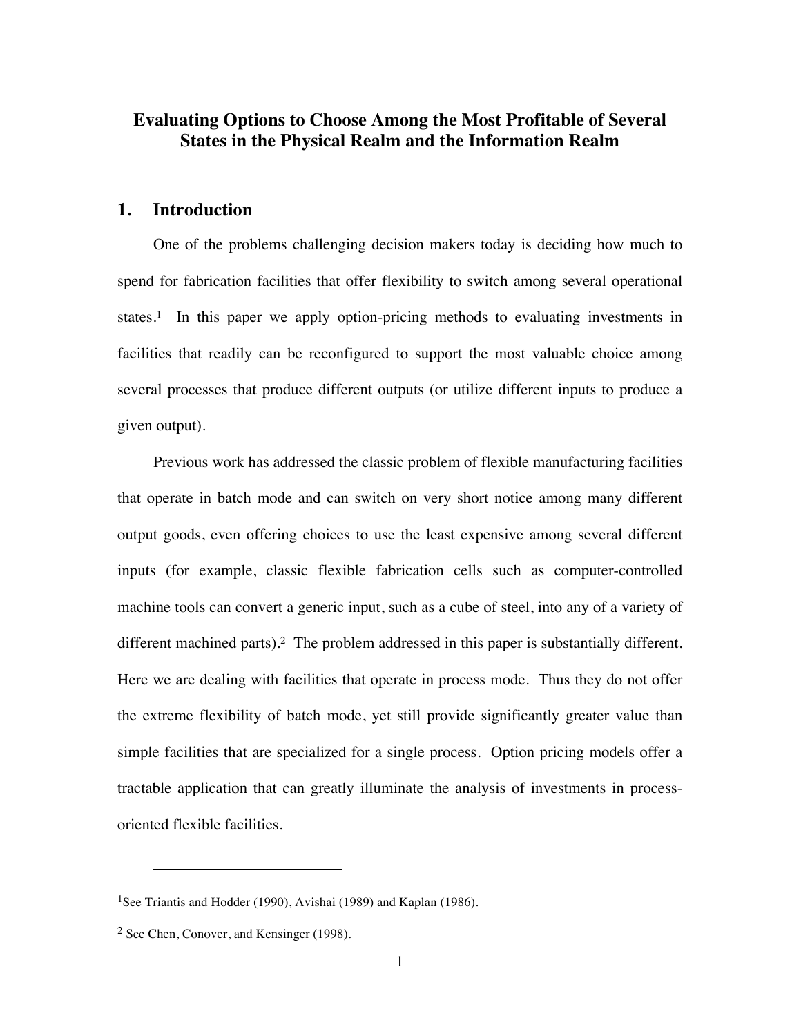# Evaluating Options to Choose Among the Most Profitable of Several States in the Physical Realm and the Information Realm

## 1. Introduction

One of the problems challenging decision makers today is deciding how much to spend for fabrication facilities that offer flexibility to switch among several operational states.[1] In this paper we apply option-pricing methods to evaluating investments in facilities that readily can be reconfigured to support the most valuable choice among several processes that produce different outputs (or utilize different inputs to produce a given output).

Previous work has addressed the classic problem of flexible manufacturing facilities that operate in batch mode and can switch on very short notice among many different output goods, even offering choices to use the least expensive among several different inputs (for example, classic flexible fabrication cells such as computer-controlled machine tools can convert a generic input, such as a cube of steel, into any of a variety of different machined parts).[2] The problem addressed in this paper is substantially different. Here we are dealing with facilities that operate in process mode. Thus they do not offer the extreme flexibility of batch mode, yet still provide significantly greater value than simple facilities that are specialized for a single process. Option pricing models offer a tractable application that can greatly illuminate the analysis of investments in process-oriented flexible facilities.

---

[1] See Triantis and Hodder (1990), Avishai (1989) and Kaplan (1986).

[2] See Chen, Conover, and Kensinger (1998).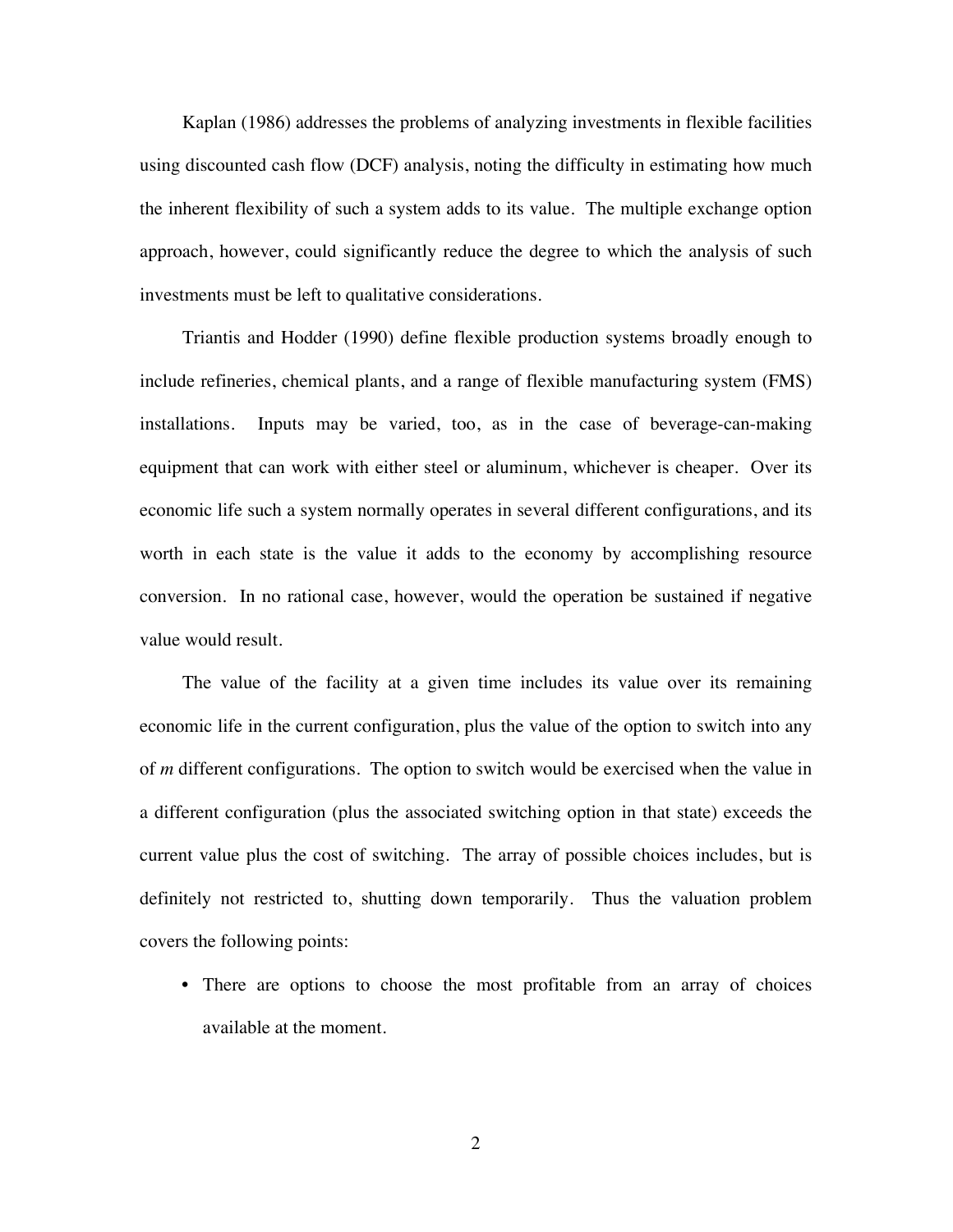Kaplan (1986) addresses the problems of analyzing investments in flexible facilities using discounted cash flow (DCF) analysis, noting the difficulty in estimating how much the inherent flexibility of such a system adds to its value. The multiple exchange option approach, however, could significantly reduce the degree to which the analysis of such investments must be left to qualitative considerations.

Triantis and Hodder (1990) define flexible production systems broadly enough to include refineries, chemical plants, and a range of flexible manufacturing system (FMS) installations. Inputs may be varied, too, as in the case of beverage-can-making equipment that can work with either steel or aluminum, whichever is cheaper. Over its economic life such a system normally operates in several different configurations, and its worth in each state is the value it adds to the economy by accomplishing resource conversion. In no rational case, however, would the operation be sustained if negative value would result.

The value of the facility at a given time includes its value over its remaining economic life in the current configuration, plus the value of the option to switch into any of *m* different configurations. The option to switch would be exercised when the value in a different configuration (plus the associated switching option in that state) exceeds the current value plus the cost of switching. The array of possible choices includes, but is definitely not restricted to, shutting down temporarily. Thus the valuation problem covers the following points:

- There are options to choose the most profitable from an array of choices available at the moment.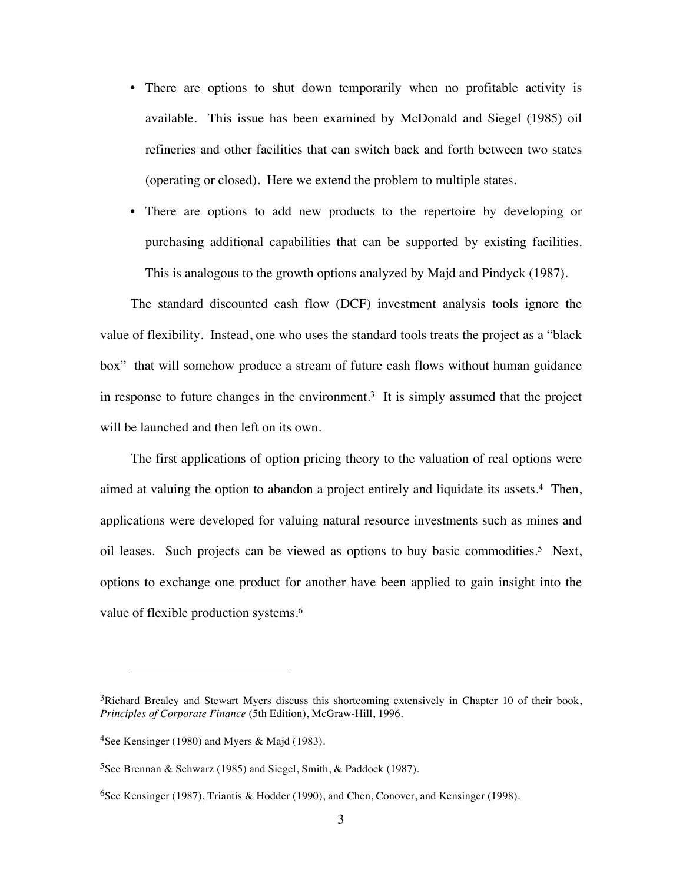- There are options to shut down temporarily when no profitable activity is available. This issue has been examined by McDonald and Siegel (1985) oil refineries and other facilities that can switch back and forth between two states (operating or closed). Here we extend the problem to multiple states.
- There are options to add new products to the repertoire by developing or purchasing additional capabilities that can be supported by existing facilities. This is analogous to the growth options analyzed by Majd and Pindyck (1987).

The standard discounted cash flow (DCF) investment analysis tools ignore the value of flexibility. Instead, one who uses the standard tools treats the project as a "black box" that will somehow produce a stream of future cash flows without human guidance in response to future changes in the environment.[3] It is simply assumed that the project will be launched and then left on its own.

The first applications of option pricing theory to the valuation of real options were aimed at valuing the option to abandon a project entirely and liquidate its assets.[4] Then, applications were developed for valuing natural resource investments such as mines and oil leases. Such projects can be viewed as options to buy basic commodities.[5] Next, options to exchange one product for another have been applied to gain insight into the value of flexible production systems.[6]

---

[3]Richard Brealey and Stewart Myers discuss this shortcoming extensively in Chapter 10 of their book, *Principles of Corporate Finance* (5th Edition), McGraw-Hill, 1996.

[4]See Kensinger (1980) and Myers & Majd (1983).

[5]See Brennan & Schwarz (1985) and Siegel, Smith, & Paddock (1987).

[6]See Kensinger (1987), Triantis & Hodder (1990), and Chen, Conover, and Kensinger (1998).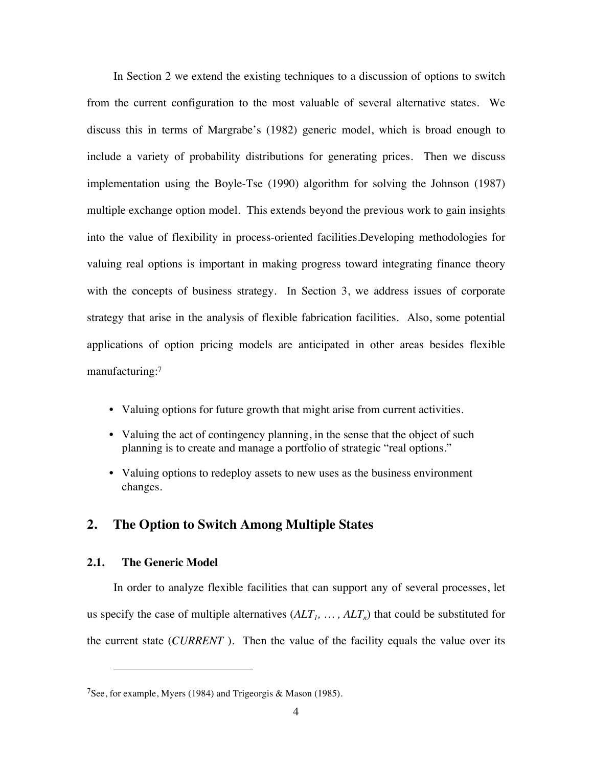In Section 2 we extend the existing techniques to a discussion of options to switch from the current configuration to the most valuable of several alternative states. We discuss this in terms of Margrabe's (1982) generic model, which is broad enough to include a variety of probability distributions for generating prices. Then we discuss implementation using the Boyle-Tse (1990) algorithm for solving the Johnson (1987) multiple exchange option model. This extends beyond the previous work to gain insights into the value of flexibility in process-oriented facilities.Developing methodologies for valuing real options is important in making progress toward integrating finance theory with the concepts of business strategy. In Section 3, we address issues of corporate strategy that arise in the analysis of flexible fabrication facilities. Also, some potential applications of option pricing models are anticipated in other areas besides flexible manufacturing:[7]

- Valuing options for future growth that might arise from current activities.
- Valuing the act of contingency planning, in the sense that the object of such planning is to create and manage a portfolio of strategic "real options."
- Valuing options to redeploy assets to new uses as the business environment changes.

## 2. The Option to Switch Among Multiple States

### 2.1. The Generic Model

In order to analyze flexible facilities that can support any of several processes, let us specify the case of multiple alternatives ($ALT_1, \ldots, ALT_n$) that could be substituted for the current state (*CURRENT* ). Then the value of the facility equals the value over its

---

[7] See, for example, Myers (1984) and Trigeorgis & Mason (1985).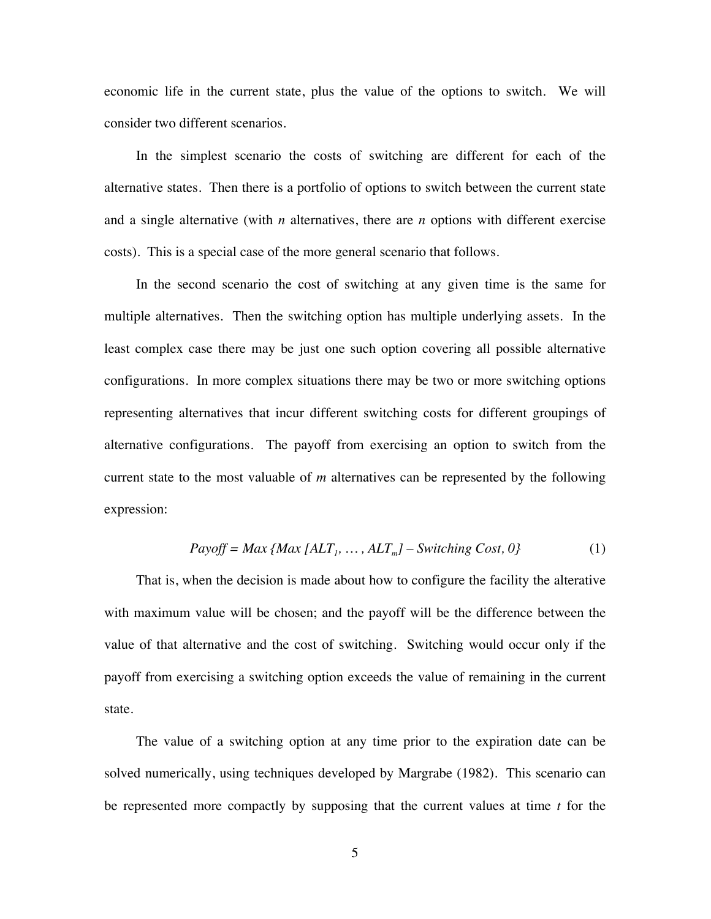economic life in the current state, plus the value of the options to switch. We will consider two different scenarios.

In the simplest scenario the costs of switching are different for each of the alternative states. Then there is a portfolio of options to switch between the current state and a single alternative (with *n* alternatives, there are *n* options with different exercise costs). This is a special case of the more general scenario that follows.

In the second scenario the cost of switching at any given time is the same for multiple alternatives. Then the switching option has multiple underlying assets. In the least complex case there may be just one such option covering all possible alternative configurations. In more complex situations there may be two or more switching options representing alternatives that incur different switching costs for different groupings of alternative configurations. The payoff from exercising an option to switch from the current state to the most valuable of *m* alternatives can be represented by the following expression:

$$Payoff = Max\ \{Max\ [ALT_1, \ldots, ALT_m] - Switching\ Cost, 0\} \tag{1}$$

That is, when the decision is made about how to configure the facility the alterative with maximum value will be chosen; and the payoff will be the difference between the value of that alternative and the cost of switching. Switching would occur only if the payoff from exercising a switching option exceeds the value of remaining in the current state.

The value of a switching option at any time prior to the expiration date can be solved numerically, using techniques developed by Margrabe (1982). This scenario can be represented more compactly by supposing that the current values at time *t* for the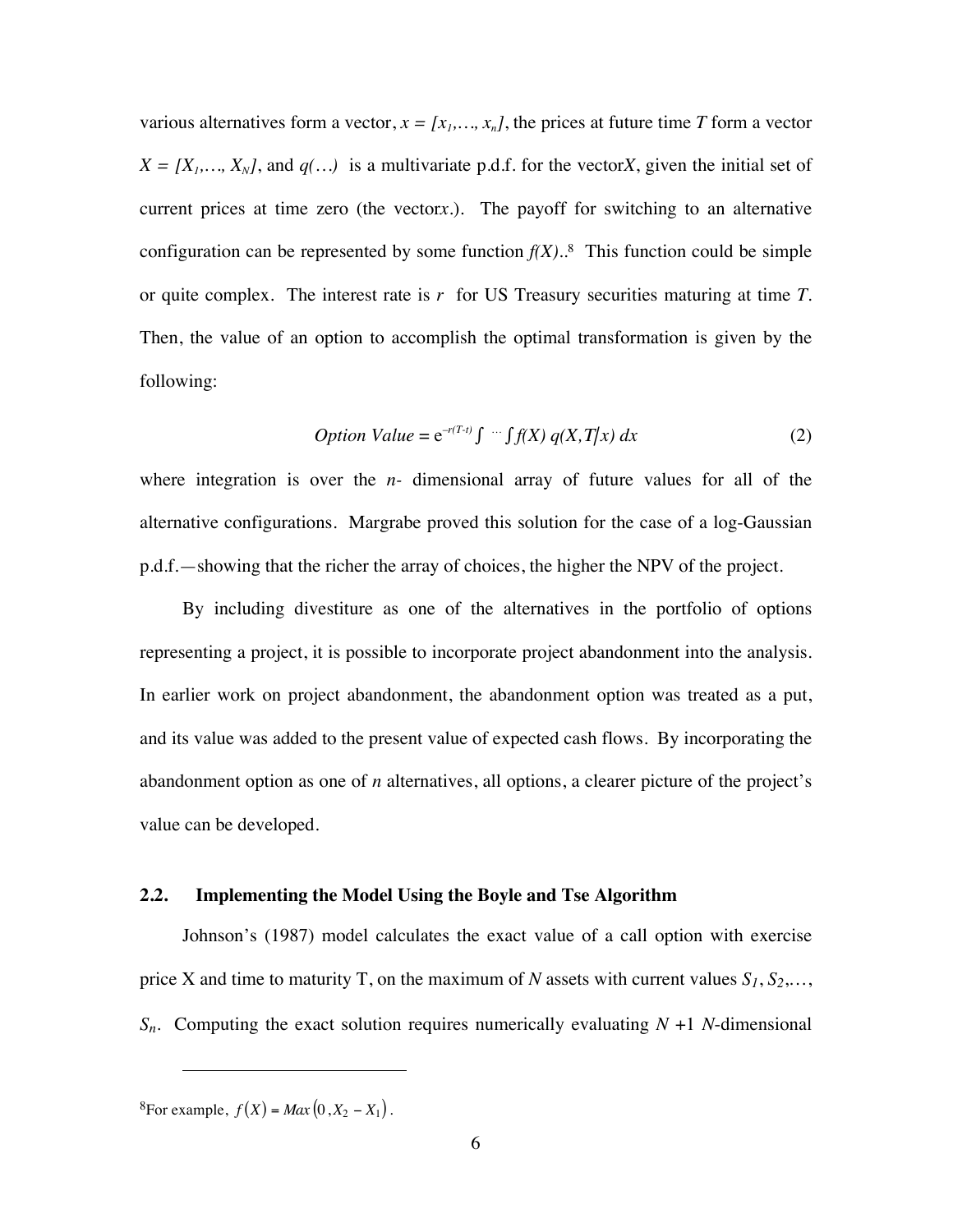various alternatives form a vector, $x = [x_1, \ldots, x_n]$, the prices at future time $T$ form a vector $X = [X_1, \ldots, X_N]$, and $q(\ldots)$ is a multivariate p.d.f. for the vector$X$, given the initial set of current prices at time zero (the vector$x$.). The payoff for switching to an alternative configuration can be represented by some function $f(X)$..[8] This function could be simple or quite complex. The interest rate is $r$ for US Treasury securities maturing at time $T$. Then, the value of an option to accomplish the optimal transformation is given by the following:

$$Option\ Value = e^{-r(T-t)} \int \cdots \int f(X)\, q(X, T | x)\, dx \tag{2}$$

where integration is over the $n$- dimensional array of future values for all of the alternative configurations. Margrabe proved this solution for the case of a log-Gaussian p.d.f.—showing that the richer the array of choices, the higher the NPV of the project.

By including divestiture as one of the alternatives in the portfolio of options representing a project, it is possible to incorporate project abandonment into the analysis. In earlier work on project abandonment, the abandonment option was treated as a put, and its value was added to the present value of expected cash flows. By incorporating the abandonment option as one of $n$ alternatives, all options, a clearer picture of the project's value can be developed.

### 2.2. Implementing the Model Using the Boyle and Tse Algorithm

Johnson's (1987) model calculates the exact value of a call option with exercise price X and time to maturity T, on the maximum of $N$ assets with current values $S_1, S_2, \ldots, S_n$. Computing the exact solution requires numerically evaluating $N + 1$ $N$-dimensional

---

[8] For example, $f(X) = Max(0, X_2 - X_1)$.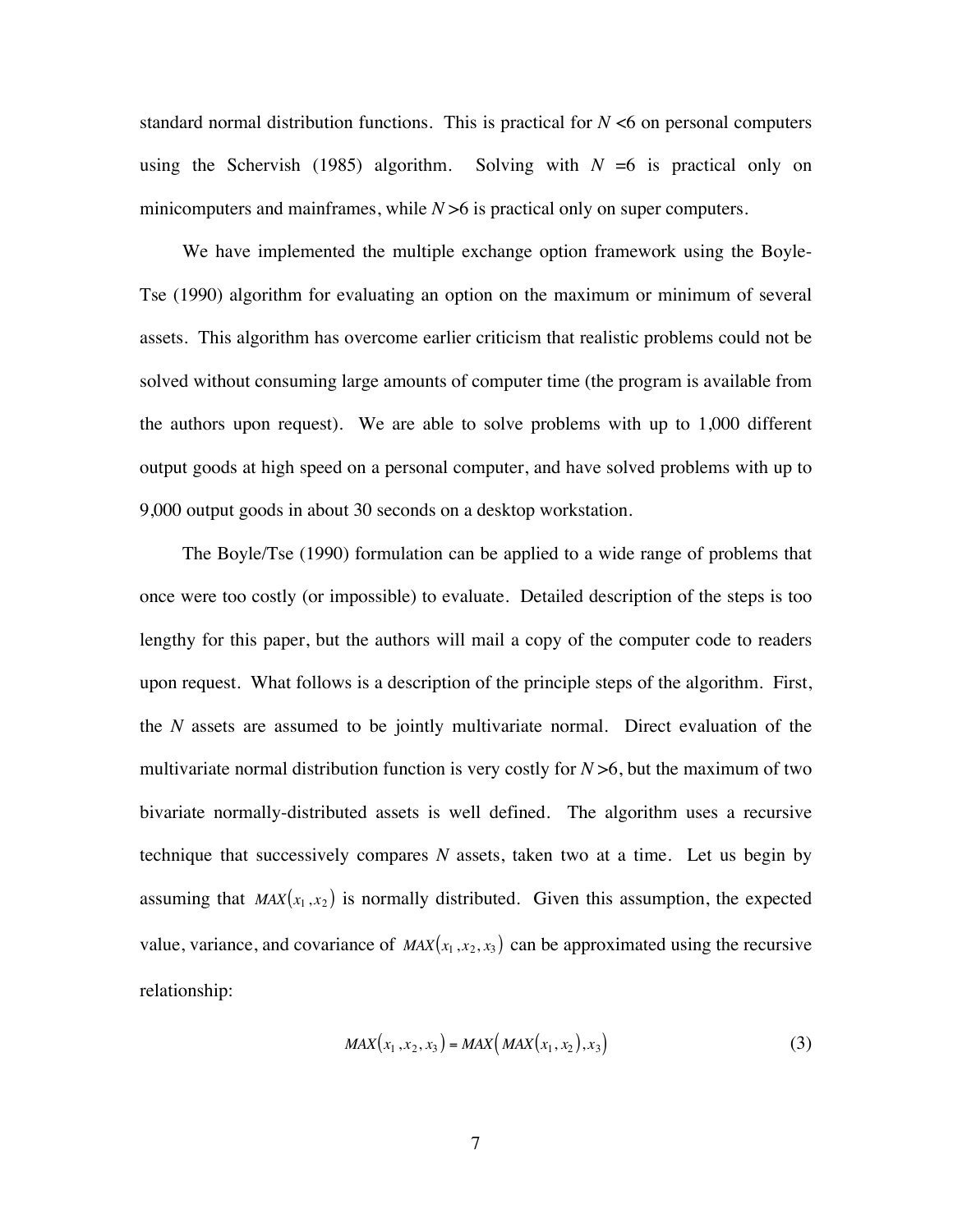standard normal distribution functions. This is practical for $N < 6$ on personal computers using the Schervish (1985) algorithm. Solving with $N = 6$ is practical only on minicomputers and mainframes, while $N > 6$ is practical only on super computers.

We have implemented the multiple exchange option framework using the Boyle-Tse (1990) algorithm for evaluating an option on the maximum or minimum of several assets. This algorithm has overcome earlier criticism that realistic problems could not be solved without consuming large amounts of computer time (the program is available from the authors upon request). We are able to solve problems with up to 1,000 different output goods at high speed on a personal computer, and have solved problems with up to 9,000 output goods in about 30 seconds on a desktop workstation.

The Boyle/Tse (1990) formulation can be applied to a wide range of problems that once were too costly (or impossible) to evaluate. Detailed description of the steps is too lengthy for this paper, but the authors will mail a copy of the computer code to readers upon request. What follows is a description of the principle steps of the algorithm. First, the $N$ assets are assumed to be jointly multivariate normal. Direct evaluation of the multivariate normal distribution function is very costly for $N > 6$, but the maximum of two bivariate normally-distributed assets is well defined. The algorithm uses a recursive technique that successively compares $N$ assets, taken two at a time. Let us begin by assuming that $MAX(x_1, x_2)$ is normally distributed. Given this assumption, the expected value, variance, and covariance of $MAX(x_1, x_2, x_3)$ can be approximated using the recursive relationship:

$$MAX(x_1, x_2, x_3) = MAX\big(MAX(x_1, x_2), x_3\big) \tag{3}$$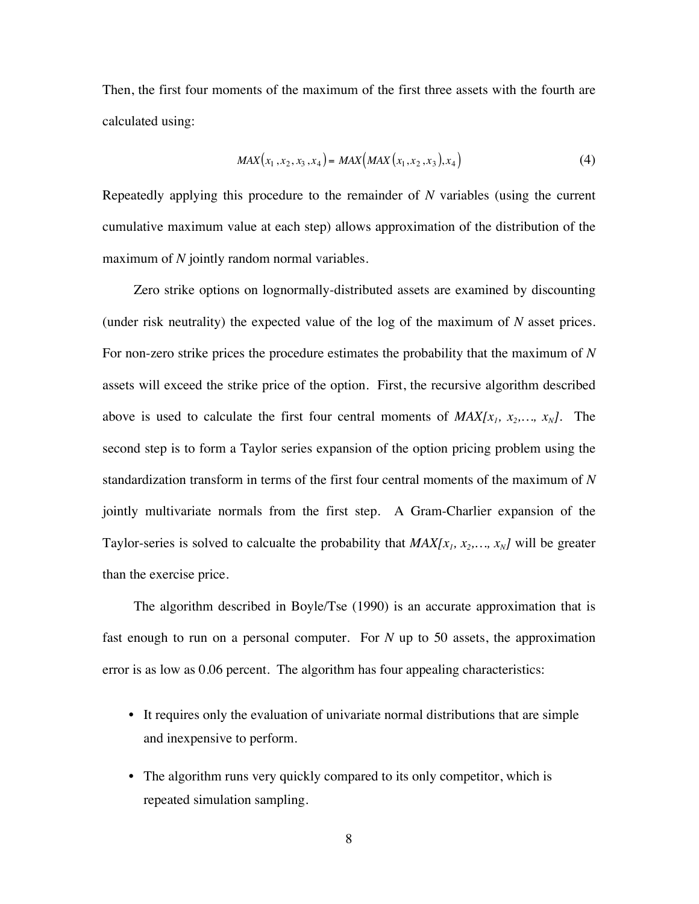Then, the first four moments of the maximum of the first three assets with the fourth are calculated using:

$$MAX(x_1, x_2, x_3, x_4) = MAX(MAX(x_1, x_2, x_3), x_4) \tag{4}$$

Repeatedly applying this procedure to the remainder of $N$ variables (using the current cumulative maximum value at each step) allows approximation of the distribution of the maximum of $N$ jointly random normal variables.

Zero strike options on lognormally-distributed assets are examined by discounting (under risk neutrality) the expected value of the log of the maximum of $N$ asset prices. For non-zero strike prices the procedure estimates the probability that the maximum of $N$ assets will exceed the strike price of the option. First, the recursive algorithm described above is used to calculate the first four central moments of $MAX[x_1, x_2, \ldots, x_N]$. The second step is to form a Taylor series expansion of the option pricing problem using the standardization transform in terms of the first four central moments of the maximum of $N$ jointly multivariate normals from the first step. A Gram-Charlier expansion of the Taylor-series is solved to calcualte the probability that $MAX[x_1, x_2, \ldots, x_N]$ will be greater than the exercise price.

The algorithm described in Boyle/Tse (1990) is an accurate approximation that is fast enough to run on a personal computer. For $N$ up to 50 assets, the approximation error is as low as 0.06 percent. The algorithm has four appealing characteristics:

- It requires only the evaluation of univariate normal distributions that are simple and inexpensive to perform.
- The algorithm runs very quickly compared to its only competitor, which is repeated simulation sampling.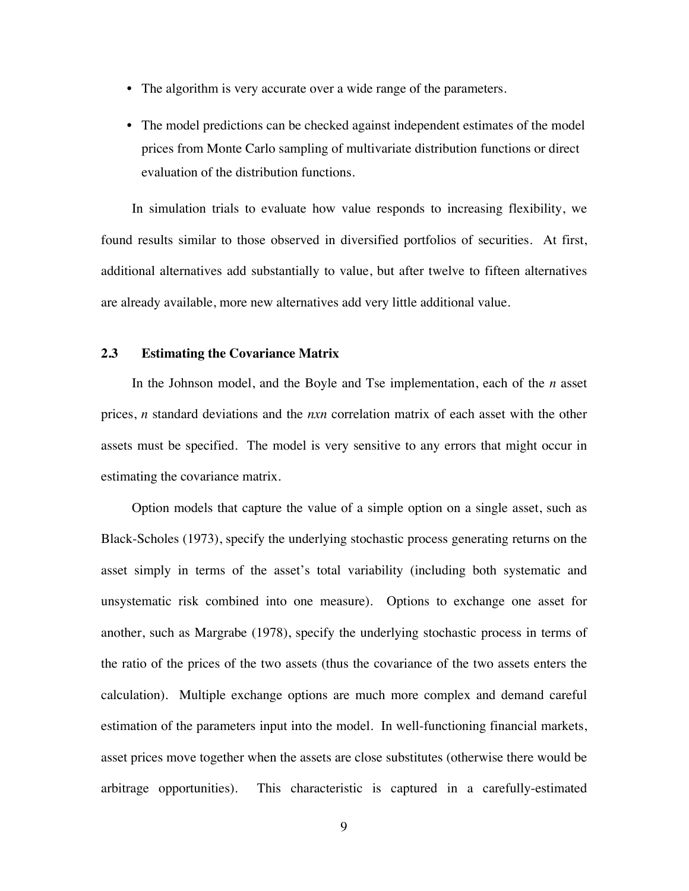- The algorithm is very accurate over a wide range of the parameters.
- The model predictions can be checked against independent estimates of the model prices from Monte Carlo sampling of multivariate distribution functions or direct evaluation of the distribution functions.

In simulation trials to evaluate how value responds to increasing flexibility, we found results similar to those observed in diversified portfolios of securities. At first, additional alternatives add substantially to value, but after twelve to fifteen alternatives are already available, more new alternatives add very little additional value.

### 2.3 Estimating the Covariance Matrix

In the Johnson model, and the Boyle and Tse implementation, each of the *n* asset prices, *n* standard deviations and the *nxn* correlation matrix of each asset with the other assets must be specified. The model is very sensitive to any errors that might occur in estimating the covariance matrix.

Option models that capture the value of a simple option on a single asset, such as Black-Scholes (1973), specify the underlying stochastic process generating returns on the asset simply in terms of the asset's total variability (including both systematic and unsystematic risk combined into one measure). Options to exchange one asset for another, such as Margrabe (1978), specify the underlying stochastic process in terms of the ratio of the prices of the two assets (thus the covariance of the two assets enters the calculation). Multiple exchange options are much more complex and demand careful estimation of the parameters input into the model. In well-functioning financial markets, asset prices move together when the assets are close substitutes (otherwise there would be arbitrage opportunities). This characteristic is captured in a carefully-estimated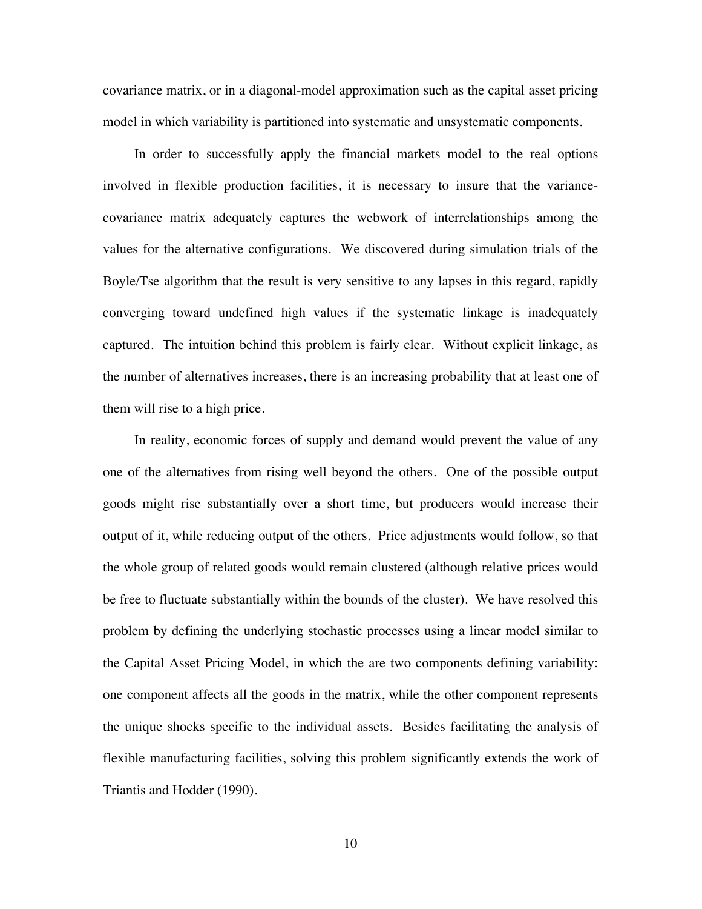covariance matrix, or in a diagonal-model approximation such as the capital asset pricing model in which variability is partitioned into systematic and unsystematic components.

In order to successfully apply the financial markets model to the real options involved in flexible production facilities, it is necessary to insure that the variance-covariance matrix adequately captures the webwork of interrelationships among the values for the alternative configurations. We discovered during simulation trials of the Boyle/Tse algorithm that the result is very sensitive to any lapses in this regard, rapidly converging toward undefined high values if the systematic linkage is inadequately captured. The intuition behind this problem is fairly clear. Without explicit linkage, as the number of alternatives increases, there is an increasing probability that at least one of them will rise to a high price.

In reality, economic forces of supply and demand would prevent the value of any one of the alternatives from rising well beyond the others. One of the possible output goods might rise substantially over a short time, but producers would increase their output of it, while reducing output of the others. Price adjustments would follow, so that the whole group of related goods would remain clustered (although relative prices would be free to fluctuate substantially within the bounds of the cluster). We have resolved this problem by defining the underlying stochastic processes using a linear model similar to the Capital Asset Pricing Model, in which the are two components defining variability: one component affects all the goods in the matrix, while the other component represents the unique shocks specific to the individual assets. Besides facilitating the analysis of flexible manufacturing facilities, solving this problem significantly extends the work of Triantis and Hodder (1990).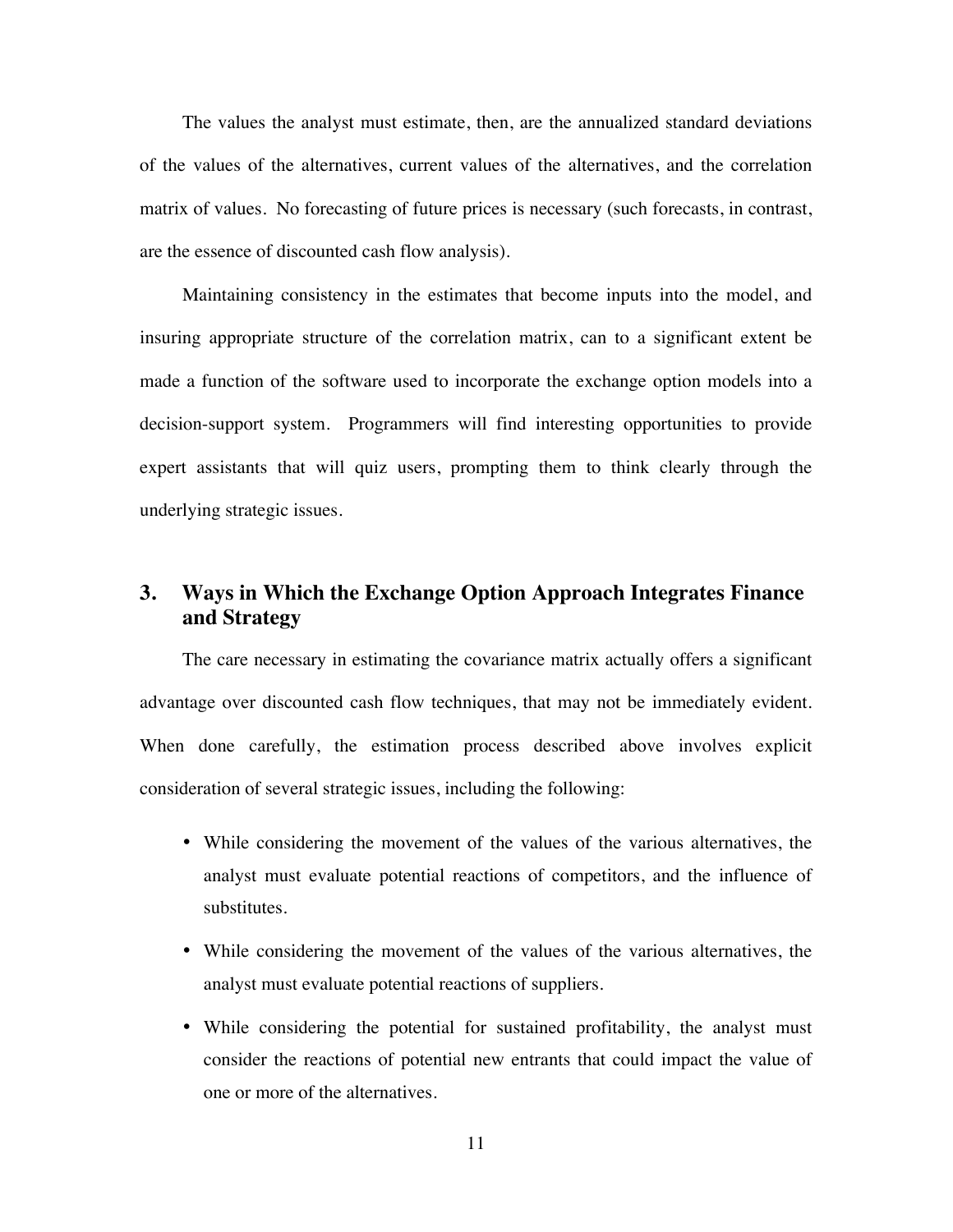The values the analyst must estimate, then, are the annualized standard deviations of the values of the alternatives, current values of the alternatives, and the correlation matrix of values. No forecasting of future prices is necessary (such forecasts, in contrast, are the essence of discounted cash flow analysis).

Maintaining consistency in the estimates that become inputs into the model, and insuring appropriate structure of the correlation matrix, can to a significant extent be made a function of the software used to incorporate the exchange option models into a decision-support system. Programmers will find interesting opportunities to provide expert assistants that will quiz users, prompting them to think clearly through the underlying strategic issues.

## 3. Ways in Which the Exchange Option Approach Integrates Finance and Strategy

The care necessary in estimating the covariance matrix actually offers a significant advantage over discounted cash flow techniques, that may not be immediately evident. When done carefully, the estimation process described above involves explicit consideration of several strategic issues, including the following:

- While considering the movement of the values of the various alternatives, the analyst must evaluate potential reactions of competitors, and the influence of substitutes.
- While considering the movement of the values of the various alternatives, the analyst must evaluate potential reactions of suppliers.
- While considering the potential for sustained profitability, the analyst must consider the reactions of potential new entrants that could impact the value of one or more of the alternatives.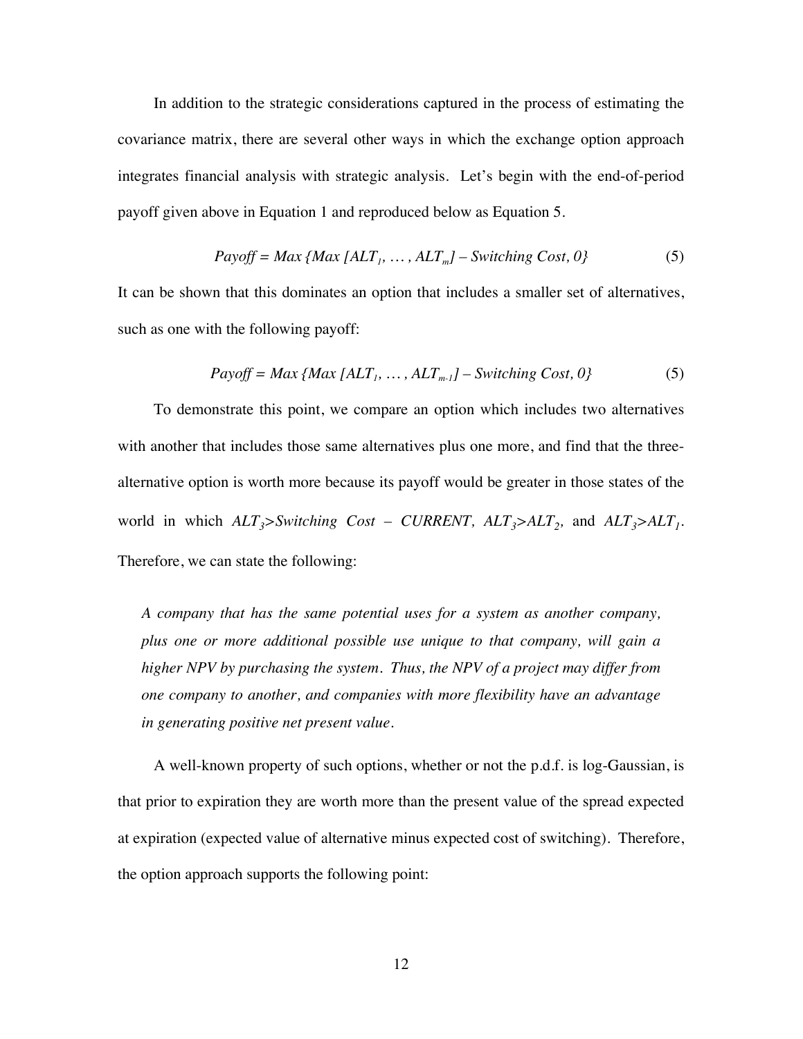In addition to the strategic considerations captured in the process of estimating the covariance matrix, there are several other ways in which the exchange option approach integrates financial analysis with strategic analysis. Let's begin with the end-of-period payoff given above in Equation 1 and reproduced below as Equation 5.

$$Payoff = Max\ \{Max\ [ALT_1,\ \ldots,\ ALT_m] - Switching\ Cost,\ 0\} \tag{5}$$

It can be shown that this dominates an option that includes a smaller set of alternatives, such as one with the following payoff:

$$Payoff = Max\ \{Max\ [ALT_1,\ \ldots,\ ALT_{m-1}] - Switching\ Cost,\ 0\} \tag{5}$$

To demonstrate this point, we compare an option which includes two alternatives with another that includes those same alternatives plus one more, and find that the three-alternative option is worth more because its payoff would be greater in those states of the world in which $ALT_3 > Switching\ Cost - CURRENT$, $ALT_3 > ALT_2$, and $ALT_3 > ALT_1$. Therefore, we can state the following:

> *A company that has the same potential uses for a system as another company, plus one or more additional possible use unique to that company, will gain a higher NPV by purchasing the system. Thus, the NPV of a project may differ from one company to another, and companies with more flexibility have an advantage in generating positive net present value.*

A well-known property of such options, whether or not the p.d.f. is log-Gaussian, is that prior to expiration they are worth more than the present value of the spread expected at expiration (expected value of alternative minus expected cost of switching). Therefore, the option approach supports the following point: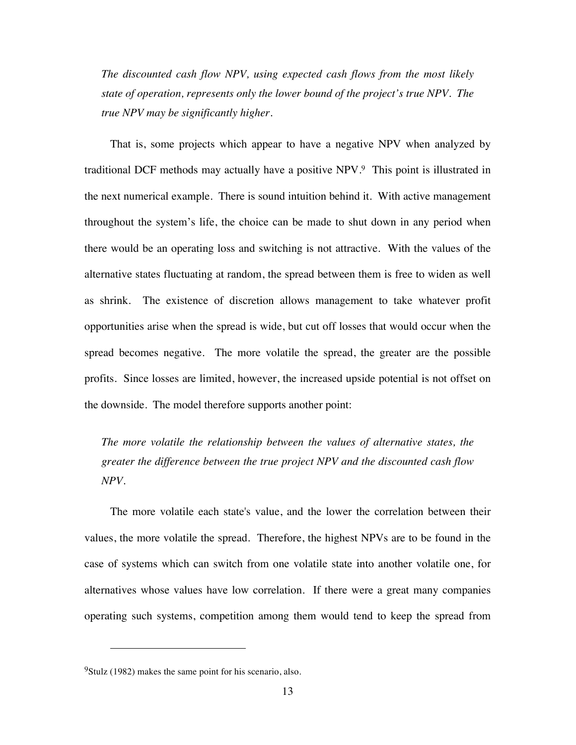*The discounted cash flow NPV, using expected cash flows from the most likely state of operation, represents only the lower bound of the project's true NPV. The true NPV may be significantly higher.*

That is, some projects which appear to have a negative NPV when analyzed by traditional DCF methods may actually have a positive NPV.[9] This point is illustrated in the next numerical example. There is sound intuition behind it. With active management throughout the system's life, the choice can be made to shut down in any period when there would be an operating loss and switching is not attractive. With the values of the alternative states fluctuating at random, the spread between them is free to widen as well as shrink. The existence of discretion allows management to take whatever profit opportunities arise when the spread is wide, but cut off losses that would occur when the spread becomes negative. The more volatile the spread, the greater are the possible profits. Since losses are limited, however, the increased upside potential is not offset on the downside. The model therefore supports another point:

*The more volatile the relationship between the values of alternative states, the greater the difference between the true project NPV and the discounted cash flow NPV.*

The more volatile each state's value, and the lower the correlation between their values, the more volatile the spread. Therefore, the highest NPVs are to be found in the case of systems which can switch from one volatile state into another volatile one, for alternatives whose values have low correlation. If there were a great many companies operating such systems, competition among them would tend to keep the spread from

---

[9] Stulz (1982) makes the same point for his scenario, also.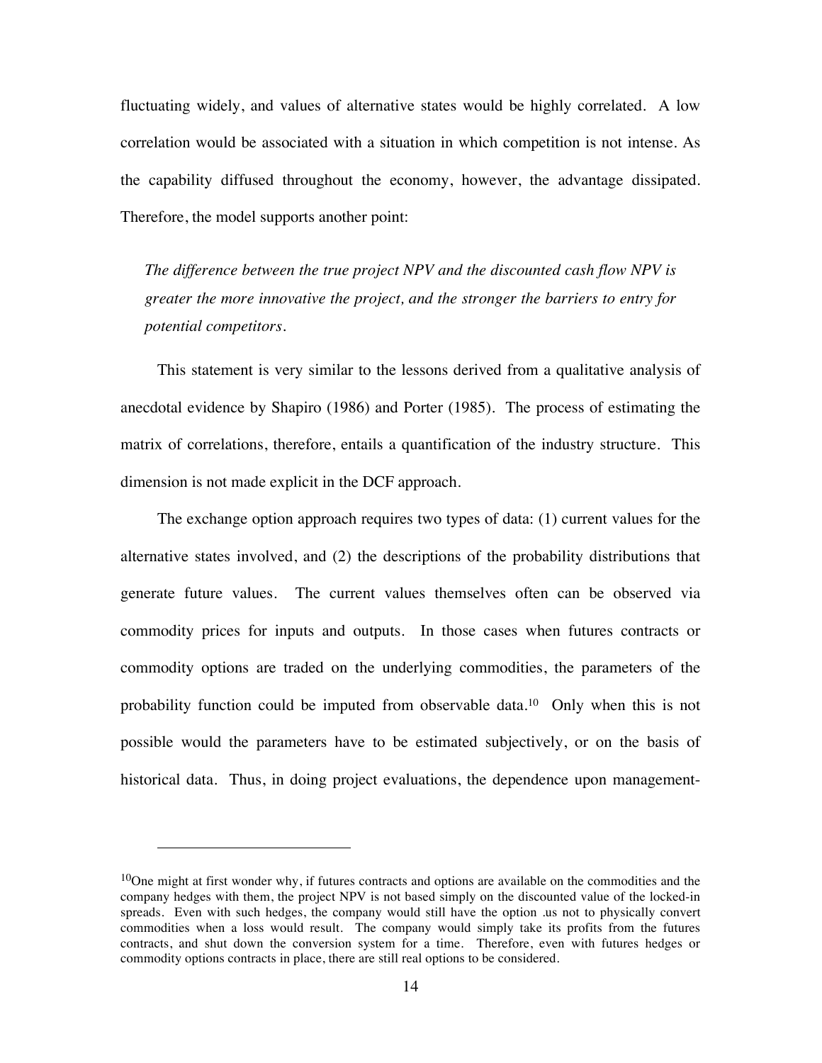fluctuating widely, and values of alternative states would be highly correlated. A low correlation would be associated with a situation in which competition is not intense. As the capability diffused throughout the economy, however, the advantage dissipated. Therefore, the model supports another point:

> *The difference between the true project NPV and the discounted cash flow NPV is greater the more innovative the project, and the stronger the barriers to entry for potential competitors.*

This statement is very similar to the lessons derived from a qualitative analysis of anecdotal evidence by Shapiro (1986) and Porter (1985). The process of estimating the matrix of correlations, therefore, entails a quantification of the industry structure. This dimension is not made explicit in the DCF approach.

The exchange option approach requires two types of data: (1) current values for the alternative states involved, and (2) the descriptions of the probability distributions that generate future values. The current values themselves often can be observed via commodity prices for inputs and outputs. In those cases when futures contracts or commodity options are traded on the underlying commodities, the parameters of the probability function could be imputed from observable data.[10] Only when this is not possible would the parameters have to be estimated subjectively, or on the basis of historical data. Thus, in doing project evaluations, the dependence upon management-

---

[10]One might at first wonder why, if futures contracts and options are available on the commodities and the company hedges with them, the project NPV is not based simply on the discounted value of the locked-in spreads. Even with such hedges, the company would still have the option .us not to physically convert commodities when a loss would result. The company would simply take its profits from the futures contracts, and shut down the conversion system for a time. Therefore, even with futures hedges or commodity options contracts in place, there are still real options to be considered.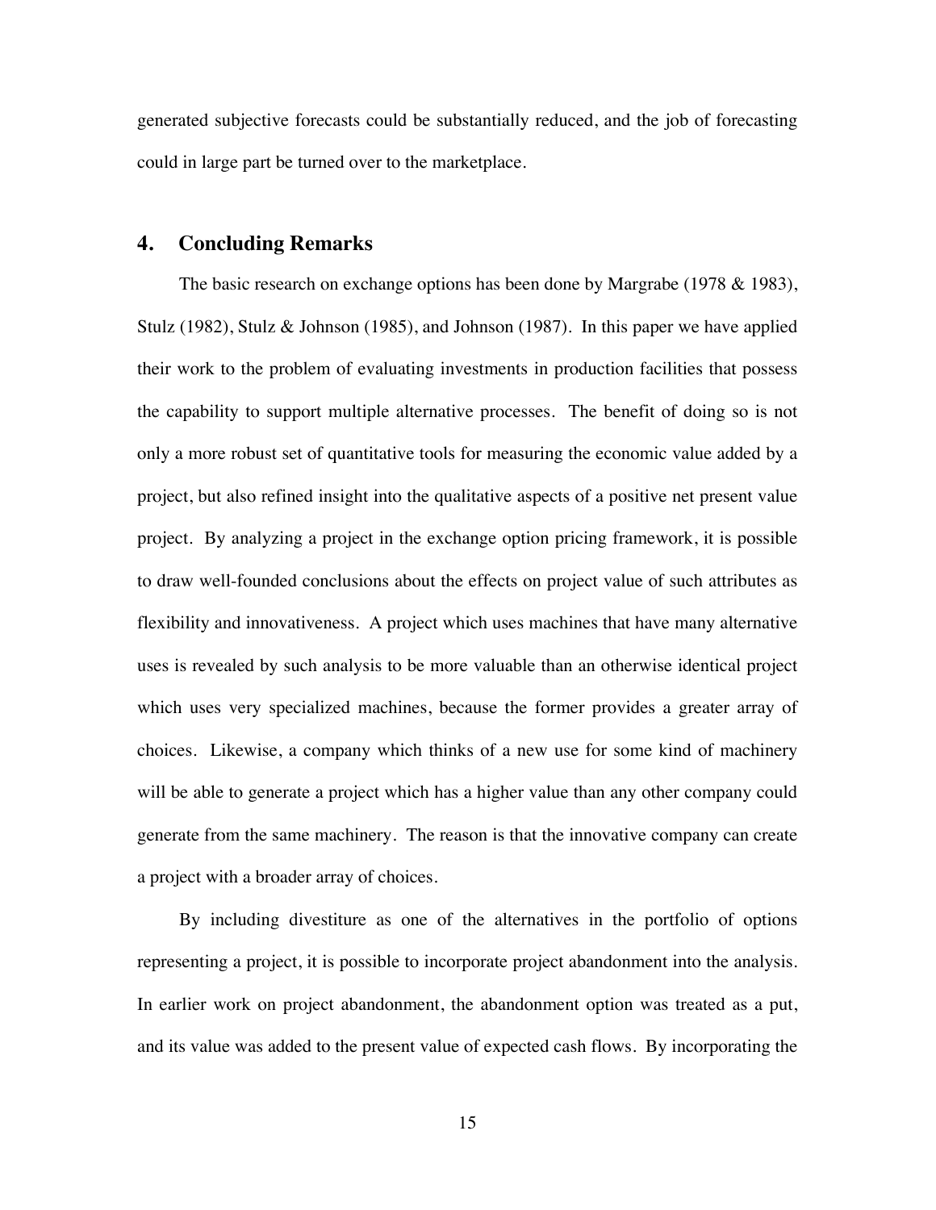generated subjective forecasts could be substantially reduced, and the job of forecasting could in large part be turned over to the marketplace.

## 4. Concluding Remarks

The basic research on exchange options has been done by Margrabe (1978 & 1983), Stulz (1982), Stulz & Johnson (1985), and Johnson (1987). In this paper we have applied their work to the problem of evaluating investments in production facilities that possess the capability to support multiple alternative processes. The benefit of doing so is not only a more robust set of quantitative tools for measuring the economic value added by a project, but also refined insight into the qualitative aspects of a positive net present value project. By analyzing a project in the exchange option pricing framework, it is possible to draw well-founded conclusions about the effects on project value of such attributes as flexibility and innovativeness. A project which uses machines that have many alternative uses is revealed by such analysis to be more valuable than an otherwise identical project which uses very specialized machines, because the former provides a greater array of choices. Likewise, a company which thinks of a new use for some kind of machinery will be able to generate a project which has a higher value than any other company could generate from the same machinery. The reason is that the innovative company can create a project with a broader array of choices.

By including divestiture as one of the alternatives in the portfolio of options representing a project, it is possible to incorporate project abandonment into the analysis. In earlier work on project abandonment, the abandonment option was treated as a put, and its value was added to the present value of expected cash flows. By incorporating the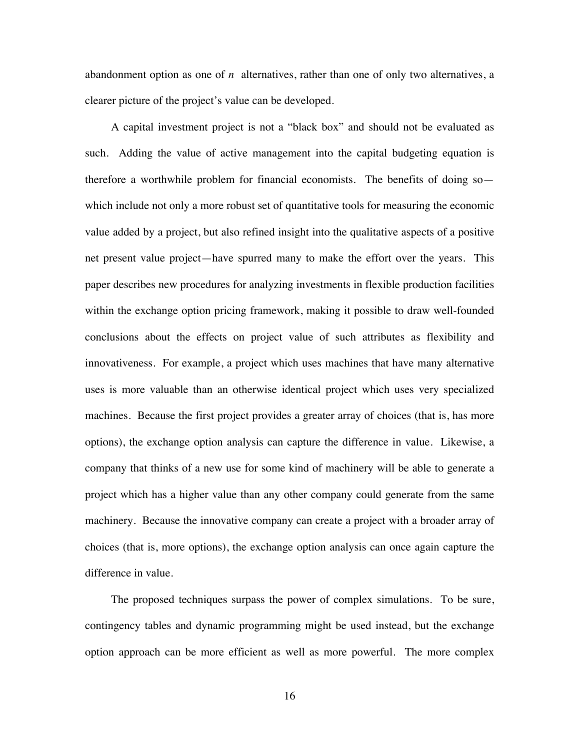abandonment option as one of $n$ alternatives, rather than one of only two alternatives, a clearer picture of the project's value can be developed.

A capital investment project is not a "black box" and should not be evaluated as such. Adding the value of active management into the capital budgeting equation is therefore a worthwhile problem for financial economists. The benefits of doing so—which include not only a more robust set of quantitative tools for measuring the economic value added by a project, but also refined insight into the qualitative aspects of a positive net present value project—have spurred many to make the effort over the years. This paper describes new procedures for analyzing investments in flexible production facilities within the exchange option pricing framework, making it possible to draw well-founded conclusions about the effects on project value of such attributes as flexibility and innovativeness. For example, a project which uses machines that have many alternative uses is more valuable than an otherwise identical project which uses very specialized machines. Because the first project provides a greater array of choices (that is, has more options), the exchange option analysis can capture the difference in value. Likewise, a company that thinks of a new use for some kind of machinery will be able to generate a project which has a higher value than any other company could generate from the same machinery. Because the innovative company can create a project with a broader array of choices (that is, more options), the exchange option analysis can once again capture the difference in value.

The proposed techniques surpass the power of complex simulations. To be sure, contingency tables and dynamic programming might be used instead, but the exchange option approach can be more efficient as well as more powerful. The more complex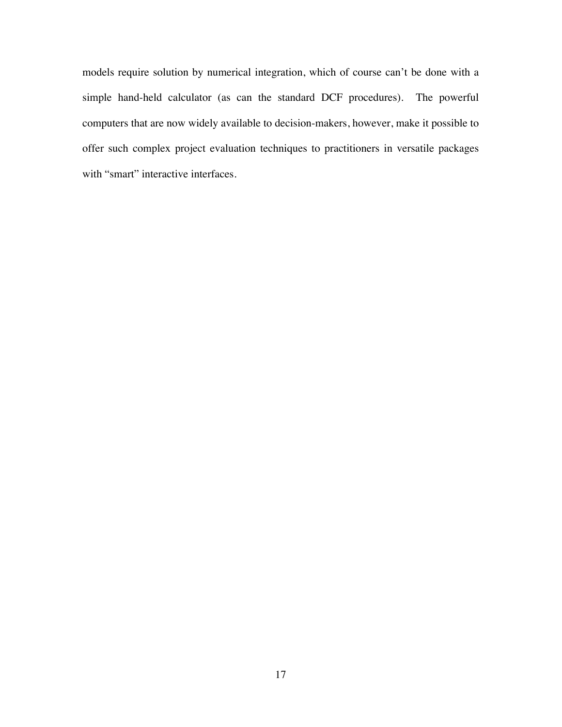models require solution by numerical integration, which of course can't be done with a simple hand-held calculator (as can the standard DCF procedures). The powerful computers that are now widely available to decision-makers, however, make it possible to offer such complex project evaluation techniques to practitioners in versatile packages with "smart" interactive interfaces.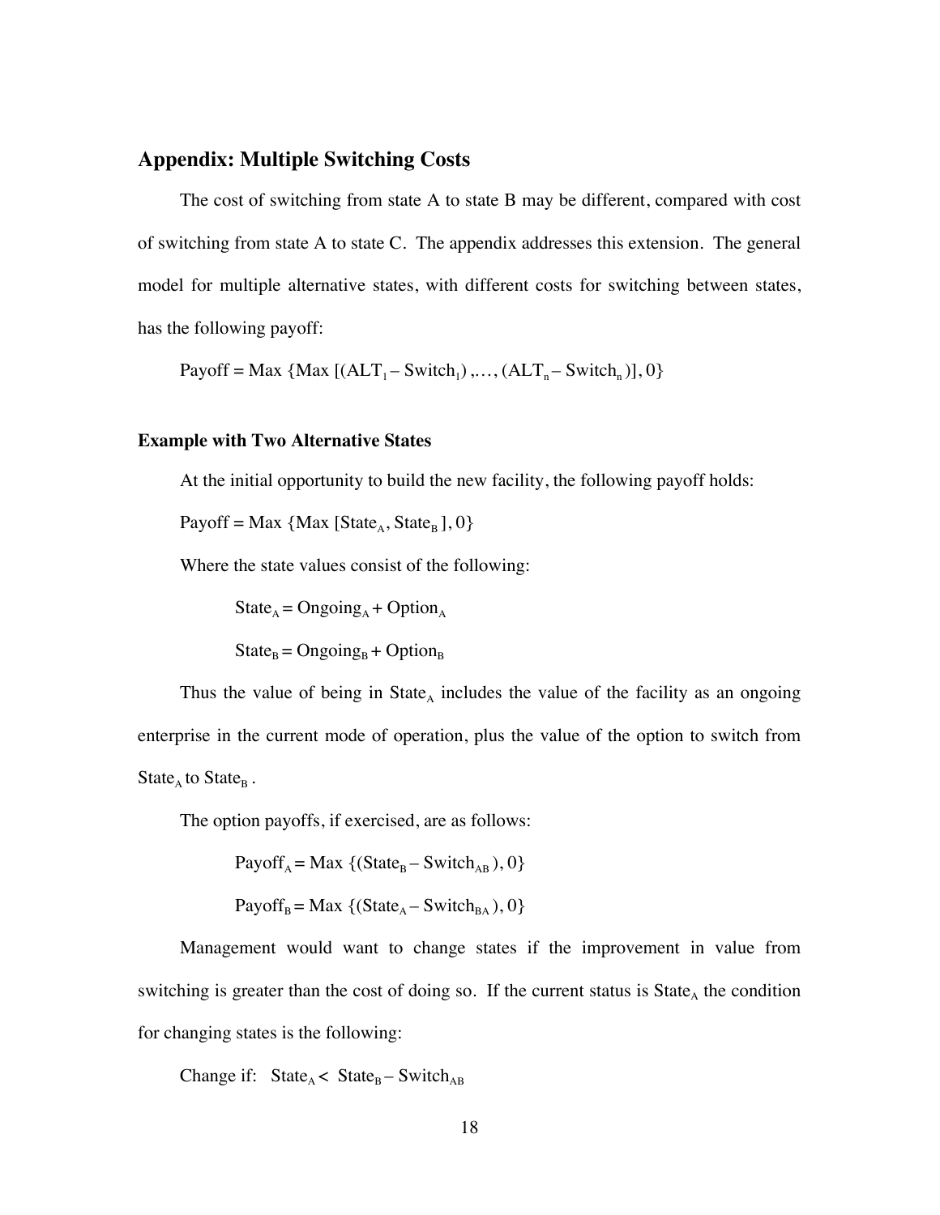## Appendix: Multiple Switching Costs

The cost of switching from state A to state B may be different, compared with cost of switching from state A to state C. The appendix addresses this extension. The general model for multiple alternative states, with different costs for switching between states, has the following payoff:

$$\text{Payoff} = \text{Max}\ \{\text{Max}\ [(\text{ALT}_1 - \text{Switch}_1),\ldots, (\text{ALT}_n - \text{Switch}_n)], 0\}$$

### Example with Two Alternative States

At the initial opportunity to build the new facility, the following payoff holds:

$$\text{Payoff} = \text{Max}\ \{\text{Max}\ [\text{State}_A, \text{State}_B], 0\}$$

Where the state values consist of the following:

$$\text{State}_A = \text{Ongoing}_A + \text{Option}_A$$

$$\text{State}_B = \text{Ongoing}_B + \text{Option}_B$$

Thus the value of being in $\text{State}_A$ includes the value of the facility as an ongoing enterprise in the current mode of operation, plus the value of the option to switch from $\text{State}_A$ to $\text{State}_B$.

The option payoffs, if exercised, are as follows:

$$\text{Payoff}_A = \text{Max}\ \{(\text{State}_B - \text{Switch}_{AB}), 0\}$$

$$\text{Payoff}_B = \text{Max}\ \{(\text{State}_A - \text{Switch}_{BA}), 0\}$$

Management would want to change states if the improvement in value from switching is greater than the cost of doing so. If the current status is $\text{State}_A$ the condition for changing states is the following:

Change if: $\text{State}_A < \text{State}_B - \text{Switch}_{AB}$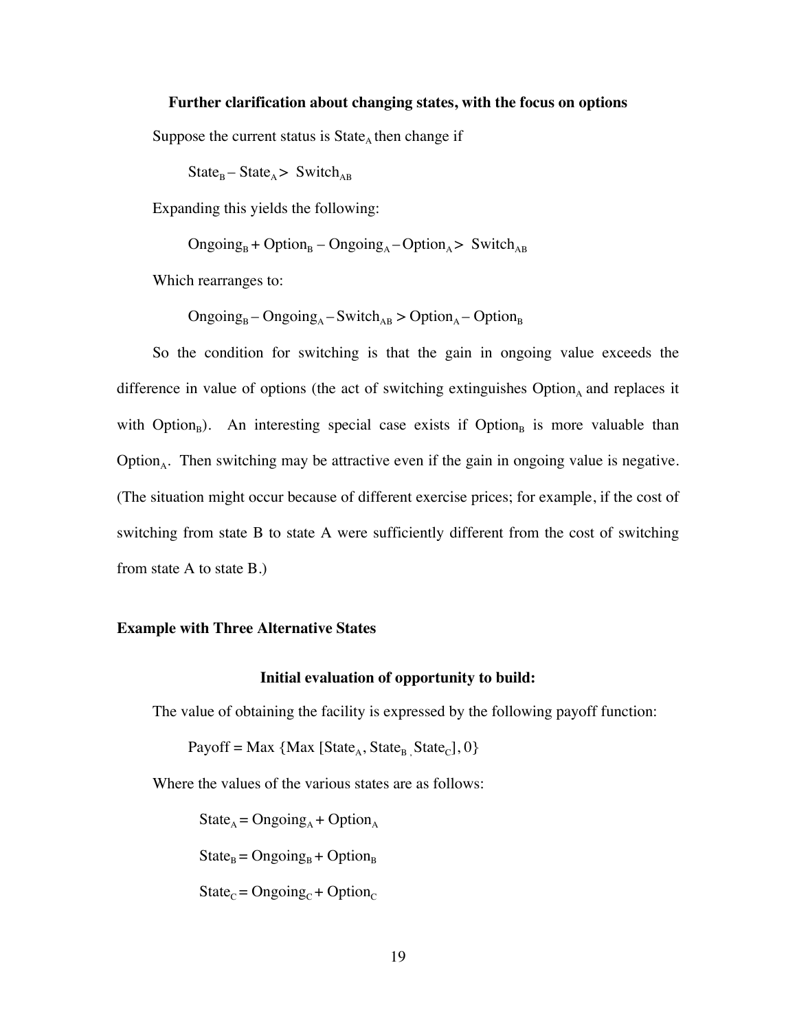### Further clarification about changing states, with the focus on options

Suppose the current status is $State_A$ then change if

$$State_B - State_A > Switch_{AB}$$

Expanding this yields the following:

$$Ongoing_B + Option_B - Ongoing_A - Option_A > Switch_{AB}$$

Which rearranges to:

$$Ongoing_B - Ongoing_A - Switch_{AB} > Option_A - Option_B$$

So the condition for switching is that the gain in ongoing value exceeds the difference in value of options (the act of switching extinguishes $Option_A$ and replaces it with $Option_B$). An interesting special case exists if $Option_B$ is more valuable than $Option_A$. Then switching may be attractive even if the gain in ongoing value is negative. (The situation might occur because of different exercise prices; for example, if the cost of switching from state B to state A were sufficiently different from the cost of switching from state A to state B.)

## Example with Three Alternative States

### Initial evaluation of opportunity to build:

The value of obtaining the facility is expressed by the following payoff function:

$$Payoff = Max \{Max [State_A, State_B, State_C], 0\}$$

Where the values of the various states are as follows:

$$State_A = Ongoing_A + Option_A$$

$$State_B = Ongoing_B + Option_B$$

$$State_C = Ongoing_C + Option_C$$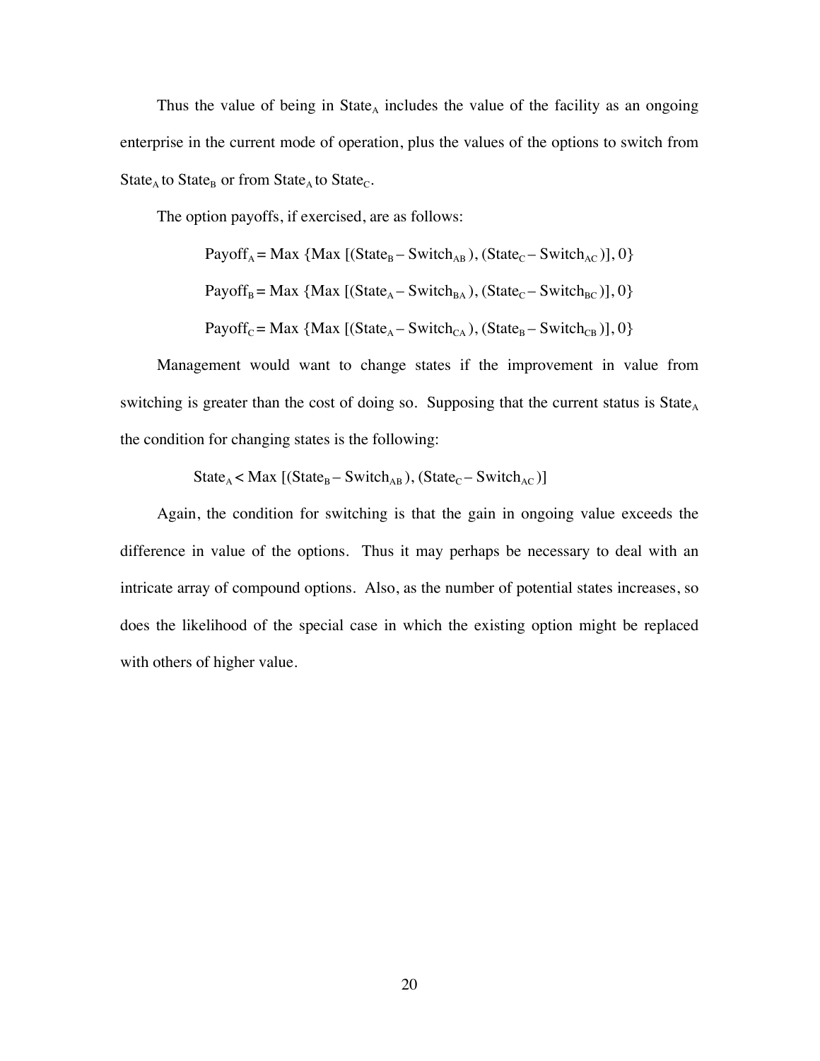Thus the value of being in $State_A$ includes the value of the facility as an ongoing enterprise in the current mode of operation, plus the values of the options to switch from $State_A$ to $State_B$ or from $State_A$ to $State_C$.

The option payoffs, if exercised, are as follows:

$$Payoff_A = \text{Max}\ \{\text{Max}\ [(State_B - Switch_{AB}), (State_C - Switch_{AC})], 0\}$$

$$Payoff_B = \text{Max}\ \{\text{Max}\ [(State_A - Switch_{BA}), (State_C - Switch_{BC})], 0\}$$

$$Payoff_C = \text{Max}\ \{\text{Max}\ [(State_A - Switch_{CA}), (State_B - Switch_{CB})], 0\}$$

Management would want to change states if the improvement in value from switching is greater than the cost of doing so. Supposing that the current status is $State_A$ the condition for changing states is the following:

$$State_A < \text{Max}\ [(State_B - Switch_{AB}), (State_C - Switch_{AC})]$$

Again, the condition for switching is that the gain in ongoing value exceeds the difference in value of the options. Thus it may perhaps be necessary to deal with an intricate array of compound options. Also, as the number of potential states increases, so does the likelihood of the special case in which the existing option might be replaced with others of higher value.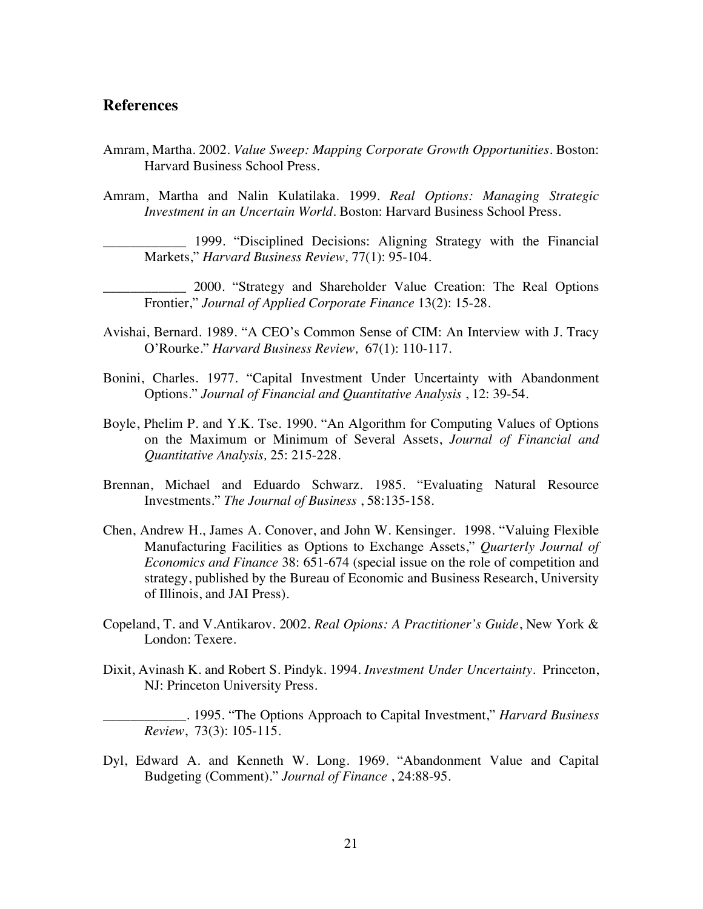## References

Amram, Martha. 2002. *Value Sweep: Mapping Corporate Growth Opportunities*. Boston: Harvard Business School Press.

Amram, Martha and Nalin Kulatilaka. 1999. *Real Options: Managing Strategic Investment in an Uncertain World*. Boston: Harvard Business School Press.

____________ 1999. "Disciplined Decisions: Aligning Strategy with the Financial Markets," *Harvard Business Review,* 77(1): 95-104.

____________ 2000. "Strategy and Shareholder Value Creation: The Real Options Frontier," *Journal of Applied Corporate Finance* 13(2): 15-28.

Avishai, Bernard. 1989. "A CEO's Common Sense of CIM: An Interview with J. Tracy O'Rourke." *Harvard Business Review,* 67(1): 110-117.

Bonini, Charles. 1977. "Capital Investment Under Uncertainty with Abandonment Options." *Journal of Financial and Quantitative Analysis* , 12: 39-54.

Boyle, Phelim P. and Y.K. Tse. 1990. "An Algorithm for Computing Values of Options on the Maximum or Minimum of Several Assets, *Journal of Financial and Quantitative Analysis,* 25: 215-228.

Brennan, Michael and Eduardo Schwarz. 1985. "Evaluating Natural Resource Investments." *The Journal of Business* , 58:135-158.

Chen, Andrew H., James A. Conover, and John W. Kensinger. 1998. "Valuing Flexible Manufacturing Facilities as Options to Exchange Assets," *Quarterly Journal of Economics and Finance* 38: 651-674 (special issue on the role of competition and strategy, published by the Bureau of Economic and Business Research, University of Illinois, and JAI Press).

Copeland, T. and V.Antikarov. 2002. *Real Opions: A Practitioner's Guide*, New York & London: Texere.

Dixit, Avinash K. and Robert S. Pindyk. 1994. *Investment Under Uncertainty*. Princeton, NJ: Princeton University Press.

____________. 1995. "The Options Approach to Capital Investment," *Harvard Business Review*, 73(3): 105-115.

Dyl, Edward A. and Kenneth W. Long. 1969. "Abandonment Value and Capital Budgeting (Comment)." *Journal of Finance* , 24:88-95.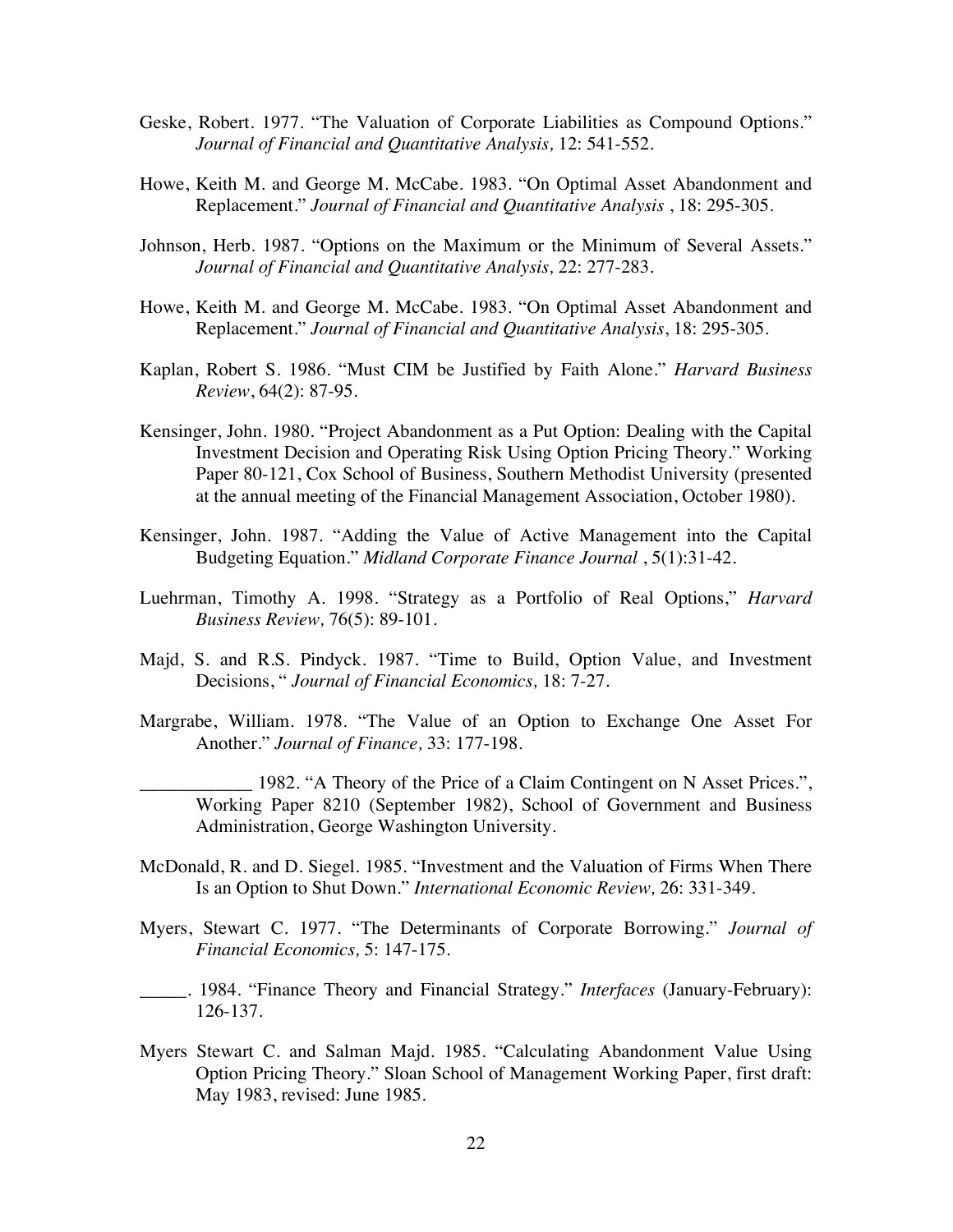Geske, Robert. 1977. "The Valuation of Corporate Liabilities as Compound Options." *Journal of Financial and Quantitative Analysis,* 12: 541-552.

Howe, Keith M. and George M. McCabe. 1983. "On Optimal Asset Abandonment and Replacement." *Journal of Financial and Quantitative Analysis* , 18: 295-305.

Johnson, Herb. 1987. "Options on the Maximum or the Minimum of Several Assets." *Journal of Financial and Quantitative Analysis,* 22: 277-283.

Howe, Keith M. and George M. McCabe. 1983. "On Optimal Asset Abandonment and Replacement." *Journal of Financial and Quantitative Analysis*, 18: 295-305.

Kaplan, Robert S. 1986. "Must CIM be Justified by Faith Alone." *Harvard Business Review*, 64(2): 87-95.

Kensinger, John. 1980. "Project Abandonment as a Put Option: Dealing with the Capital Investment Decision and Operating Risk Using Option Pricing Theory." Working Paper 80-121, Cox School of Business, Southern Methodist University (presented at the annual meeting of the Financial Management Association, October 1980).

Kensinger, John. 1987. "Adding the Value of Active Management into the Capital Budgeting Equation." *Midland Corporate Finance Journal* , 5(1):31-42.

Luehrman, Timothy A. 1998. "Strategy as a Portfolio of Real Options," *Harvard Business Review,* 76(5): 89-101.

Majd, S. and R.S. Pindyck. 1987. "Time to Build, Option Value, and Investment Decisions, " *Journal of Financial Economics,* 18: 7-27.

Margrabe, William. 1978. "The Value of an Option to Exchange One Asset For Another." *Journal of Finance,* 33: 177-198.

____________ 1982. "A Theory of the Price of a Claim Contingent on N Asset Prices.", Working Paper 8210 (September 1982), School of Government and Business Administration, George Washington University.

McDonald, R. and D. Siegel. 1985. "Investment and the Valuation of Firms When There Is an Option to Shut Down." *International Economic Review,* 26: 331-349.

Myers, Stewart C. 1977. "The Determinants of Corporate Borrowing." *Journal of Financial Economics,* 5: 147-175.

_____. 1984. "Finance Theory and Financial Strategy." *Interfaces* (January-February): 126-137.

Myers Stewart C. and Salman Majd. 1985. "Calculating Abandonment Value Using Option Pricing Theory." Sloan School of Management Working Paper, first draft: May 1983, revised: June 1985.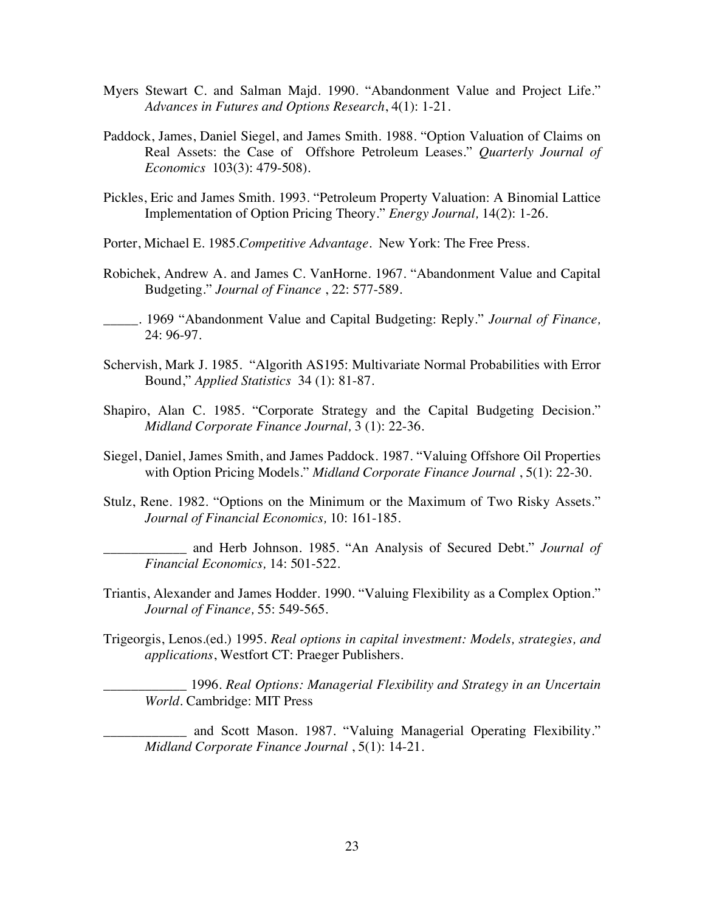Myers Stewart C. and Salman Majd. 1990. "Abandonment Value and Project Life." *Advances in Futures and Options Research*, 4(1): 1-21.

Paddock, James, Daniel Siegel, and James Smith. 1988. "Option Valuation of Claims on Real Assets: the Case of Offshore Petroleum Leases." *Quarterly Journal of Economics* 103(3): 479-508).

Pickles, Eric and James Smith. 1993. "Petroleum Property Valuation: A Binomial Lattice Implementation of Option Pricing Theory." *Energy Journal,* 14(2): 1-26.

Porter, Michael E. 1985.*Competitive Advantage*. New York: The Free Press.

Robichek, Andrew A. and James C. VanHorne. 1967. "Abandonment Value and Capital Budgeting." *Journal of Finance* , 22: 577-589.

_____. 1969 "Abandonment Value and Capital Budgeting: Reply." *Journal of Finance,* 24: 96-97.

Schervish, Mark J. 1985. "Algorith AS195: Multivariate Normal Probabilities with Error Bound," *Applied Statistics* 34 (1): 81-87.

Shapiro, Alan C. 1985. "Corporate Strategy and the Capital Budgeting Decision." *Midland Corporate Finance Journal,* 3 (1): 22-36.

Siegel, Daniel, James Smith, and James Paddock. 1987. "Valuing Offshore Oil Properties with Option Pricing Models." *Midland Corporate Finance Journal* , 5(1): 22-30.

Stulz, Rene. 1982. "Options on the Minimum or the Maximum of Two Risky Assets." *Journal of Financial Economics,* 10: 161-185.

____________ and Herb Johnson. 1985. "An Analysis of Secured Debt." *Journal of Financial Economics,* 14: 501-522.

Triantis, Alexander and James Hodder. 1990. "Valuing Flexibility as a Complex Option." *Journal of Finance,* 55: 549-565.

Trigeorgis, Lenos.(ed.) 1995. *Real options in capital investment: Models, strategies, and applications*, Westfort CT: Praeger Publishers.

____________ 1996. *Real Options: Managerial Flexibility and Strategy in an Uncertain World.* Cambridge: MIT Press

____________ and Scott Mason. 1987. "Valuing Managerial Operating Flexibility." *Midland Corporate Finance Journal* , 5(1): 14-21.